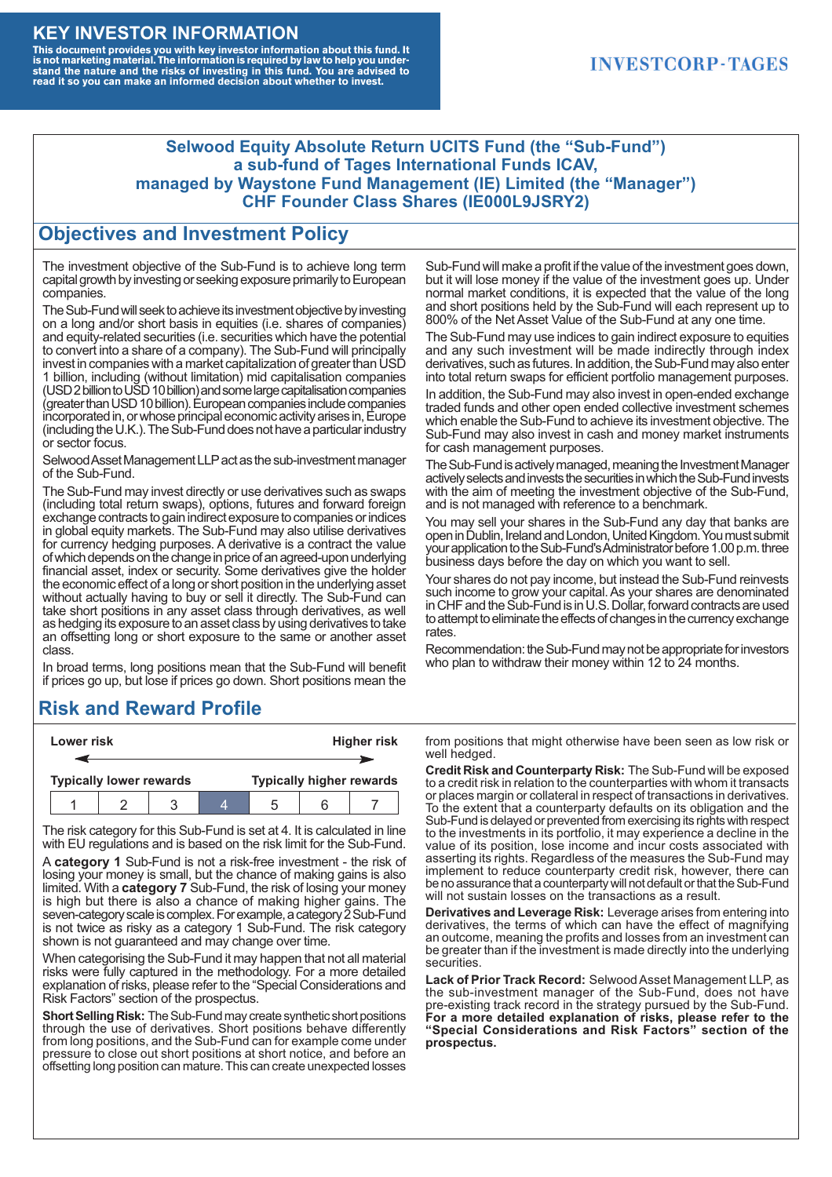# KEY INVESTOR INFORMATION

**This document provides you with key investor information about this fund. It is not marketing material. The information is required by law to help you understand the nature and the risks of investing in this fund. You are advised to read it so you can make an informed decision about whether to invest.**

INVESTCORP·TAGES

**Selwood Equity Absolute Return UCITS Fund (the "Sub-Fund")**
**a sub-fund of Tages International Funds ICAV,**
**managed by Waystone Fund Management (IE) Limited (the "Manager")**
**CHF Founder Class Shares (IE000L9JSRY2)**

## Objectives and Investment Policy

The investment objective of the Sub-Fund is to achieve long term capital growth by investing or seeking exposure primarily to European companies.

The Sub-Fund will seek to achieve its investment objective by investing on a long and/or short basis in equities (i.e. shares of companies) and equity-related securities (i.e. securities which have the potential to convert into a share of a company). The Sub-Fund will principally invest in companies with a market capitalization of greater than USD 1 billion, including (without limitation) mid capitalisation companies (USD 2 billion to USD 10 billion) and some large capitalisation companies (greater than USD 10 billion). European companies include companies incorporated in, or whose principal economic activity arises in, Europe (including the U.K.). The Sub-Fund does not have a particular industry or sector focus.

Selwood Asset Management LLP act as the sub-investment manager of the Sub-Fund.

The Sub-Fund may invest directly or use derivatives such as swaps (including total return swaps), options, futures and forward foreign exchange contracts to gain indirect exposure to companies or indices in global equity markets. The Sub-Fund may also utilise derivatives for currency hedging purposes. A derivative is a contract the value of which depends on the change in price of an agreed-upon underlying financial asset, index or security. Some derivatives give the holder the economic effect of a long or short position in the underlying asset without actually having to buy or sell it directly. The Sub-Fund can take short positions in any asset class through derivatives, as well as hedging its exposure to an asset class by using derivatives to take an offsetting long or short exposure to the same or another asset class.

In broad terms, long positions mean that the Sub-Fund will benefit if prices go up, but lose if prices go down. Short positions mean the Sub-Fund will make a profit if the value of the investment goes down, but it will lose money if the value of the investment goes up. Under normal market conditions, it is expected that the value of the long and short positions held by the Sub-Fund will each represent up to 800% of the Net Asset Value of the Sub-Fund at any one time.

The Sub-Fund may use indices to gain indirect exposure to equities and any such investment will be made indirectly through index derivatives, such as futures. In addition, the Sub-Fund may also enter into total return swaps for efficient portfolio management purposes.

In addition, the Sub-Fund may also invest in open-ended exchange traded funds and other open ended collective investment schemes which enable the Sub-Fund to achieve its investment objective. The Sub-Fund may also invest in cash and money market instruments for cash management purposes.

The Sub-Fund is actively managed, meaning the Investment Manager actively selects and invests the securities in which the Sub-Fund invests with the aim of meeting the investment objective of the Sub-Fund, and is not managed with reference to a benchmark.

You may sell your shares in the Sub-Fund any day that banks are open in Dublin, Ireland and London, United Kingdom. You must submit your application to the Sub-Fund's Administrator before 1.00 p.m. three business days before the day on which you want to sell.

Your shares do not pay income, but instead the Sub-Fund reinvests such income to grow your capital. As your shares are denominated in CHF and the Sub-Fund is in U.S. Dollar, forward contracts are used to attempt to eliminate the effects of changes in the currency exchange rates.

Recommendation: the Sub-Fund may not be appropriate for investors who plan to withdraw their money within 12 to 24 months.

## Risk and Reward Profile

| Lower risk | | | | | | Higher risk |
|---|---|---|---|---|---|---|
| Typically lower rewards | | | | | | Typically higher rewards |
| 1 | 2 | 3 | **4** | 5 | 6 | 7 |

The risk category for this Sub-Fund is set at 4. It is calculated in line with EU regulations and is based on the risk limit for the Sub-Fund.

A **category 1** Sub-Fund is not a risk-free investment - the risk of losing your money is small, but the chance of making gains is also limited. With a **category 7** Sub-Fund, the risk of losing your money is high but there is also a chance of making higher gains. The seven-category scale is complex. For example, a category 2 Sub-Fund is not twice as risky as a category 1 Sub-Fund. The risk category shown is not guaranteed and may change over time.

When categorising the Sub-Fund it may happen that not all material risks were fully captured in the methodology. For a more detailed explanation of risks, please refer to the "Special Considerations and Risk Factors" section of the prospectus.

**Short Selling Risk:** The Sub-Fund may create synthetic short positions through the use of derivatives. Short positions behave differently from long positions, and the Sub-Fund can for example come under pressure to close out short positions at short notice, and before an offsetting long position can mature. This can create unexpected losses from positions that might otherwise have been seen as low risk or well hedged.

**Credit Risk and Counterparty Risk:** The Sub-Fund will be exposed to a credit risk in relation to the counterparties with whom it transacts or places margin or collateral in respect of transactions in derivatives. To the extent that a counterparty defaults on its obligation and the Sub-Fund is delayed or prevented from exercising its rights with respect to the investments in its portfolio, it may experience a decline in the value of its position, lose income and incur costs associated with asserting its rights. Regardless of the measures the Sub-Fund may implement to reduce counterparty credit risk, however, there can be no assurance that a counterparty will not default or that the Sub-Fund will not sustain losses on the transactions as a result.

**Derivatives and Leverage Risk:** Leverage arises from entering into derivatives, the terms of which can have the effect of magnifying an outcome, meaning the profits and losses from an investment can be greater than if the investment is made directly into the underlying securities.

**Lack of Prior Track Record:** Selwood Asset Management LLP, as the sub-investment manager of the Sub-Fund, does not have pre-existing track record in the strategy pursued by the Sub-Fund. **For a more detailed explanation of risks, please refer to the "Special Considerations and Risk Factors" section of the prospectus.**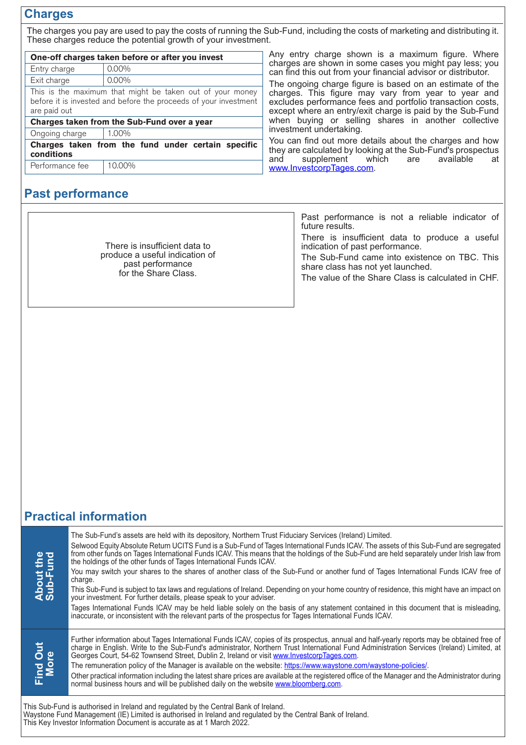## Charges

The charges you pay are used to pay the costs of running the Sub-Fund, including the costs of marketing and distributing it. These charges reduce the potential growth of your investment.

| | |
|---|---|
| **One-off charges taken before or after you invest** | |
| Entry charge | 0.00% |
| Exit charge | 0.00% |
| This is the maximum that might be taken out of your money before it is invested and before the proceeds of your investment are paid out | |
| **Charges taken from the Sub-Fund over a year** | |
| Ongoing charge | 1.00% |
| **Charges taken from the fund under certain specific conditions** | |
| Performance fee | 10.00% |

Any entry charge shown is a maximum figure. Where charges are shown in some cases you might pay less; you can find this out from your financial advisor or distributor.

The ongoing charge figure is based on an estimate of the charges. This figure may vary from year to year and excludes performance fees and portfolio transaction costs, except where an entry/exit charge is paid by the Sub-Fund when buying or selling shares in another collective investment undertaking.

You can find out more details about the charges and how they are calculated by looking at the Sub-Fund's prospectus and supplement which are available at www.InvestcorpTages.com.

## Past performance

There is insufficient data to produce a useful indication of past performance for the Share Class.

Past performance is not a reliable indicator of future results.

There is insufficient data to produce a useful indication of past performance.

The Sub-Fund came into existence on TBC. This share class has not yet launched.

The value of the Share Class is calculated in CHF.

## Practical information

### About the Sub-Fund

The Sub-Fund's assets are held with its depository, Northern Trust Fiduciary Services (Ireland) Limited.

Selwood Equity Absolute Return UCITS Fund is a Sub-Fund of Tages International Funds ICAV. The assets of this Sub-Fund are segregated from other funds on Tages International Funds ICAV. This means that the holdings of the Sub-Fund are held separately under Irish law from the holdings of the other funds of Tages International Funds ICAV.

You may switch your shares to the shares of another class of the Sub-Fund or another fund of Tages International Funds ICAV free of charge.

This Sub-Fund is subject to tax laws and regulations of Ireland. Depending on your home country of residence, this might have an impact on your investment. For further details, please speak to your adviser.

Tages International Funds ICAV may be held liable solely on the basis of any statement contained in this document that is misleading, inaccurate, or inconsistent with the relevant parts of the prospectus for Tages International Funds ICAV.

### Find Out More

Further information about Tages International Funds ICAV, copies of its prospectus, annual and half-yearly reports may be obtained free of charge in English. Write to the Sub-Fund's administrator, Northern Trust International Fund Administration Services (Ireland) Limited, at Georges Court, 54-62 Townsend Street, Dublin 2, Ireland or visit www.InvestcorpTages.com.

The remuneration policy of the Manager is available on the website: https://www.waystone.com/waystone-policies/.

Other practical information including the latest share prices are available at the registered office of the Manager and the Administrator during normal business hours and will be published daily on the website www.bloomberg.com.

This Sub-Fund is authorised in Ireland and regulated by the Central Bank of Ireland.
Waystone Fund Management (IE) Limited is authorised in Ireland and regulated by the Central Bank of Ireland.
This Key Investor Information Document is accurate as at 1 March 2022.